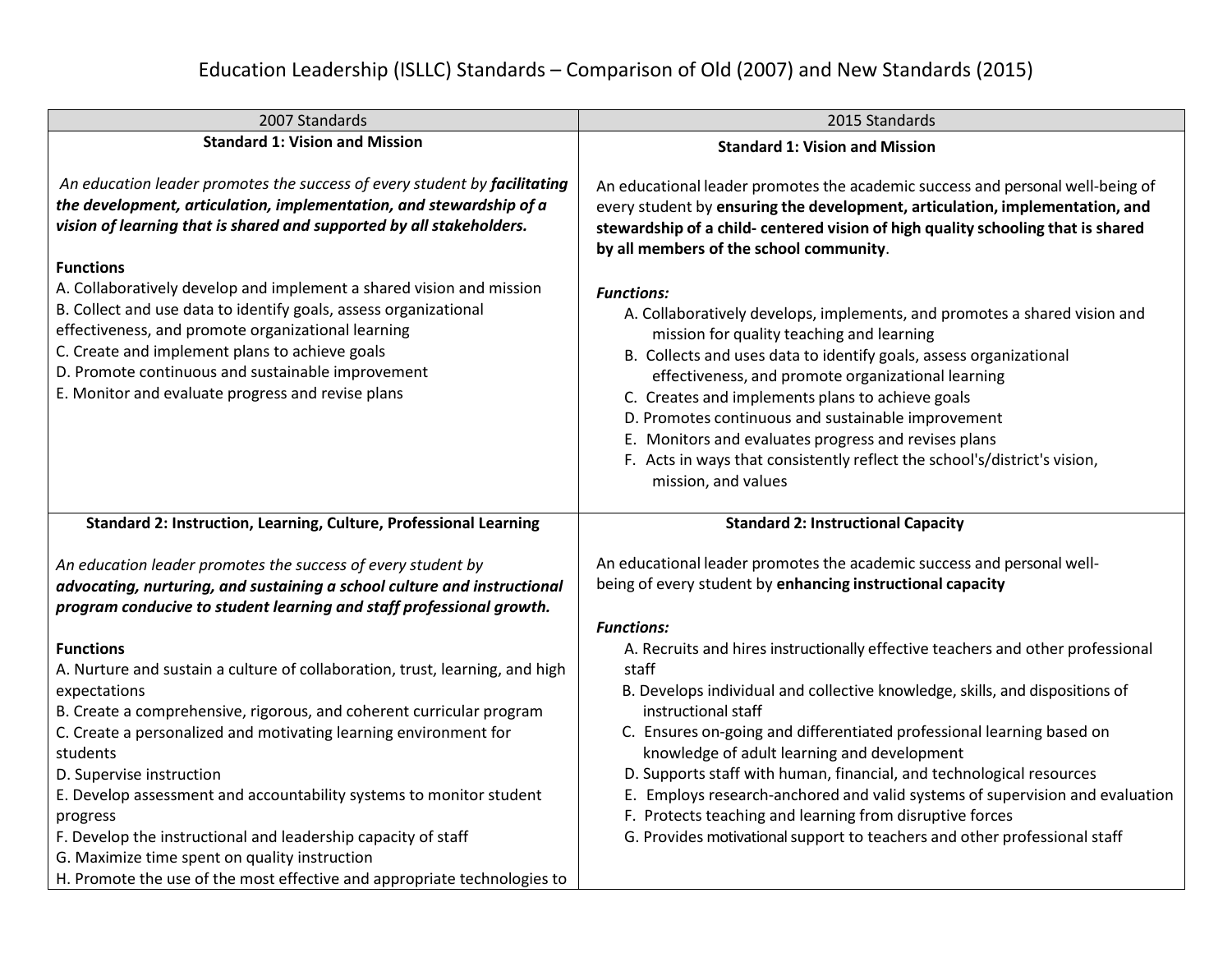# Education Leadership (ISLLC) Standards – Comparison of Old (2007) and New Standards (2015)

| 2007 Standards | 2015 Standards |
| --- | --- |
| **Standard 1: Vision and Mission**<br><br>*An education leader promotes the success of every student by **facilitating the development, articulation, implementation, and stewardship of a vision of learning that is shared and supported by all stakeholders.***<br><br>**Functions**<br>A. Collaboratively develop and implement a shared vision and mission<br>B. Collect and use data to identify goals, assess organizational effectiveness, and promote organizational learning<br>C. Create and implement plans to achieve goals<br>D. Promote continuous and sustainable improvement<br>E. Monitor and evaluate progress and revise plans | **Standard 1: Vision and Mission**<br><br>An educational leader promotes the academic success and personal well-being of every student by **ensuring the development, articulation, implementation, and stewardship of a child- centered vision of high quality schooling that is shared by all members of the school community**.<br><br>***Functions:***<br>A. Collaboratively develops, implements, and promotes a shared vision and mission for quality teaching and learning<br>B. Collects and uses data to identify goals, assess organizational effectiveness, and promote organizational learning<br>C. Creates and implements plans to achieve goals<br>D. Promotes continuous and sustainable improvement<br>E. Monitors and evaluates progress and revises plans<br>F. Acts in ways that consistently reflect the school's/district's vision, mission, and values |
| **Standard 2: Instruction, Learning, Culture, Professional Learning**<br><br>*An education leader promotes the success of every student by **advocating, nurturing, and sustaining a school culture and instructional program conducive to student learning and staff professional growth.***<br><br>**Functions**<br>A. Nurture and sustain a culture of collaboration, trust, learning, and high expectations<br>B. Create a comprehensive, rigorous, and coherent curricular program<br>C. Create a personalized and motivating learning environment for students<br>D. Supervise instruction<br>E. Develop assessment and accountability systems to monitor student progress<br>F. Develop the instructional and leadership capacity of staff<br>G. Maximize time spent on quality instruction<br>H. Promote the use of the most effective and appropriate technologies to | **Standard 2: Instructional Capacity**<br><br>An educational leader promotes the academic success and personal well-being of every student by **enhancing instructional capacity**<br><br>***Functions:***<br>A. Recruits and hires instructionally effective teachers and other professional staff<br>B. Develops individual and collective knowledge, skills, and dispositions of instructional staff<br>C. Ensures on-going and differentiated professional learning based on knowledge of adult learning and development<br>D. Supports staff with human, financial, and technological resources<br>E. Employs research-anchored and valid systems of supervision and evaluation<br>F. Protects teaching and learning from disruptive forces<br>G. Provides motivational support to teachers and other professional staff |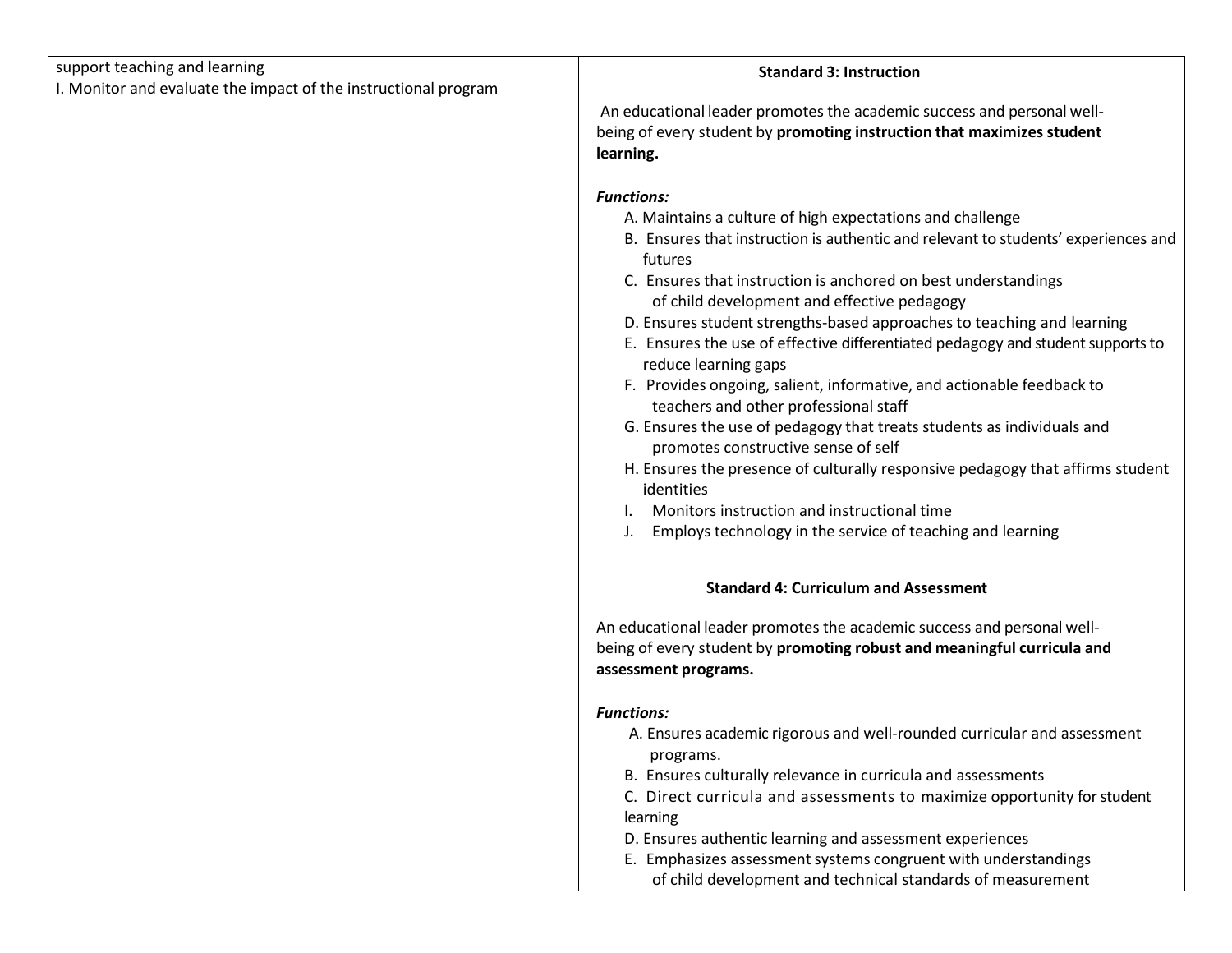| | |
|---|---|
| support teaching and learning<br>I. Monitor and evaluate the impact of the instructional program | **Standard 3: Instruction**<br><br>An educational leader promotes the academic success and personal well-being of every student by **promoting instruction that maximizes student learning.**<br><br>***Functions:***<br>A. Maintains a culture of high expectations and challenge<br>B. Ensures that instruction is authentic and relevant to students' experiences and futures<br>C. Ensures that instruction is anchored on best understandings of child development and effective pedagogy<br>D. Ensures student strengths-based approaches to teaching and learning<br>E. Ensures the use of effective differentiated pedagogy and student supports to reduce learning gaps<br>F. Provides ongoing, salient, informative, and actionable feedback to teachers and other professional staff<br>G. Ensures the use of pedagogy that treats students as individuals and promotes constructive sense of self<br>H. Ensures the presence of culturally responsive pedagogy that affirms student identities<br>I. Monitors instruction and instructional time<br>J. Employs technology in the service of teaching and learning<br><br>**Standard 4: Curriculum and Assessment**<br><br>An educational leader promotes the academic success and personal well-being of every student by **promoting robust and meaningful curricula and assessment programs.**<br><br>***Functions:***<br>A. Ensures academic rigorous and well-rounded curricular and assessment programs.<br>B. Ensures culturally relevance in curricula and assessments<br>C. Direct curricula and assessments to maximize opportunity for student learning<br>D. Ensures authentic learning and assessment experiences<br>E. Emphasizes assessment systems congruent with understandings of child development and technical standards of measurement |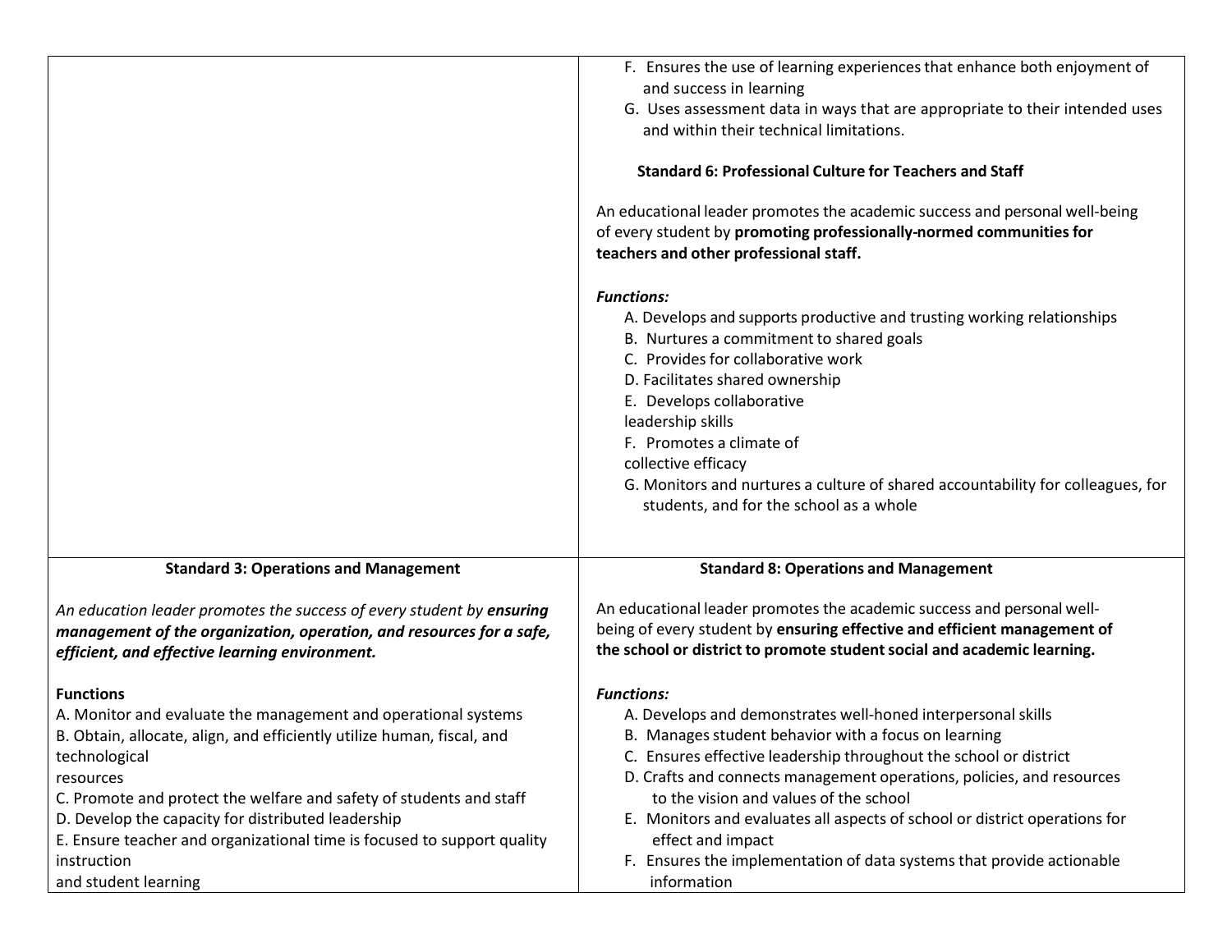| | |
|---|---|
| | F. Ensures the use of learning experiences that enhance both enjoyment of and success in learning<br>G. Uses assessment data in ways that are appropriate to their intended uses and within their technical limitations.<br><br>**Standard 6: Professional Culture for Teachers and Staff**<br><br>An educational leader promotes the academic success and personal well-being of every student by **promoting professionally-normed communities for teachers and other professional staff.**<br><br>***Functions:***<br>A. Develops and supports productive and trusting working relationships<br>B. Nurtures a commitment to shared goals<br>C. Provides for collaborative work<br>D. Facilitates shared ownership<br>E. Develops collaborative leadership skills<br>F. Promotes a climate of collective efficacy<br>G. Monitors and nurtures a culture of shared accountability for colleagues, for students, and for the school as a whole |
| **Standard 3: Operations and Management**<br><br>*An education leader promotes the success of every student by* ***ensuring management of the organization, operation, and resources for a safe, efficient, and effective learning environment.***<br><br>**Functions**<br>A. Monitor and evaluate the management and operational systems<br>B. Obtain, allocate, align, and efficiently utilize human, fiscal, and technological resources<br>C. Promote and protect the welfare and safety of students and staff<br>D. Develop the capacity for distributed leadership<br>E. Ensure teacher and organizational time is focused to support quality instruction and student learning | **Standard 8: Operations and Management**<br><br>An educational leader promotes the academic success and personal well-being of every student by **ensuring effective and efficient management of the school or district to promote student social and academic learning.**<br><br>***Functions:***<br>A. Develops and demonstrates well-honed interpersonal skills<br>B. Manages student behavior with a focus on learning<br>C. Ensures effective leadership throughout the school or district<br>D. Crafts and connects management operations, policies, and resources to the vision and values of the school<br>E. Monitors and evaluates all aspects of school or district operations for effect and impact<br>F. Ensures the implementation of data systems that provide actionable information |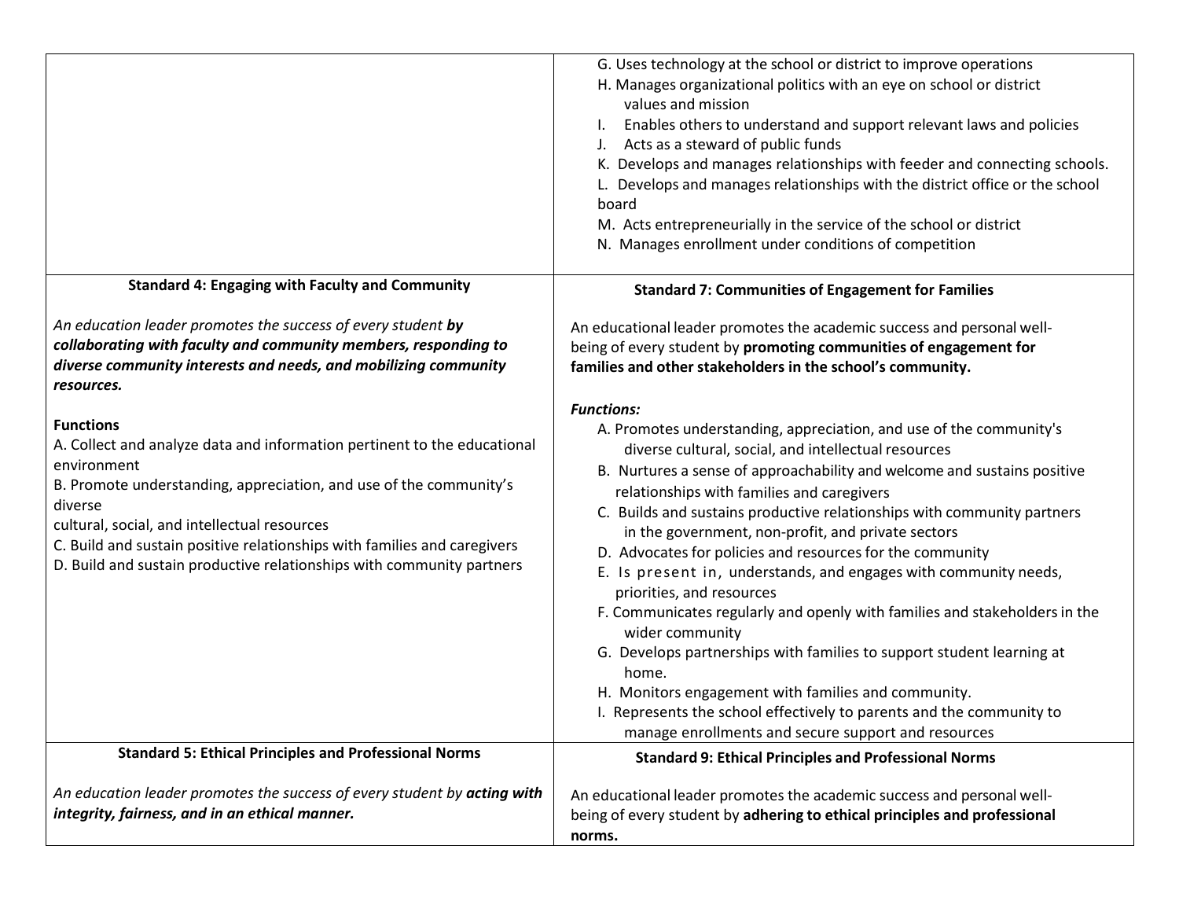| | |
|---|---|
| | G. Uses technology at the school or district to improve operations<br>H. Manages organizational politics with an eye on school or district values and mission<br>I. Enables others to understand and support relevant laws and policies<br>J. Acts as a steward of public funds<br>K. Develops and manages relationships with feeder and connecting schools.<br>L. Develops and manages relationships with the district office or the school board<br>M. Acts entrepreneurially in the service of the school or district<br>N. Manages enrollment under conditions of competition |
| **Standard 4: Engaging with Faculty and Community**<br><br>*An education leader promotes the success of every student* ***by collaborating with faculty and community members, responding to diverse community interests and needs, and mobilizing community resources.***<br><br>**Functions**<br>A. Collect and analyze data and information pertinent to the educational environment<br>B. Promote understanding, appreciation, and use of the community's diverse cultural, social, and intellectual resources<br>C. Build and sustain positive relationships with families and caregivers<br>D. Build and sustain productive relationships with community partners | **Standard 7: Communities of Engagement for Families**<br><br>An educational leader promotes the academic success and personal well-being of every student by **promoting communities of engagement for families and other stakeholders in the school's community.**<br><br>***Functions:***<br>A. Promotes understanding, appreciation, and use of the community's diverse cultural, social, and intellectual resources<br>B. Nurtures a sense of approachability and welcome and sustains positive relationships with families and caregivers<br>C. Builds and sustains productive relationships with community partners in the government, non-profit, and private sectors<br>D. Advocates for policies and resources for the community<br>E. Is present in, understands, and engages with community needs, priorities, and resources<br>F. Communicates regularly and openly with families and stakeholders in the wider community<br>G. Develops partnerships with families to support student learning at home.<br>H. Monitors engagement with families and community.<br>I. Represents the school effectively to parents and the community to manage enrollments and secure support and resources |
| **Standard 5: Ethical Principles and Professional Norms**<br><br>*An education leader promotes the success of every student by* ***acting with integrity, fairness, and in an ethical manner.*** | **Standard 9: Ethical Principles and Professional Norms**<br><br>An educational leader promotes the academic success and personal well-being of every student by **adhering to ethical principles and professional norms.** |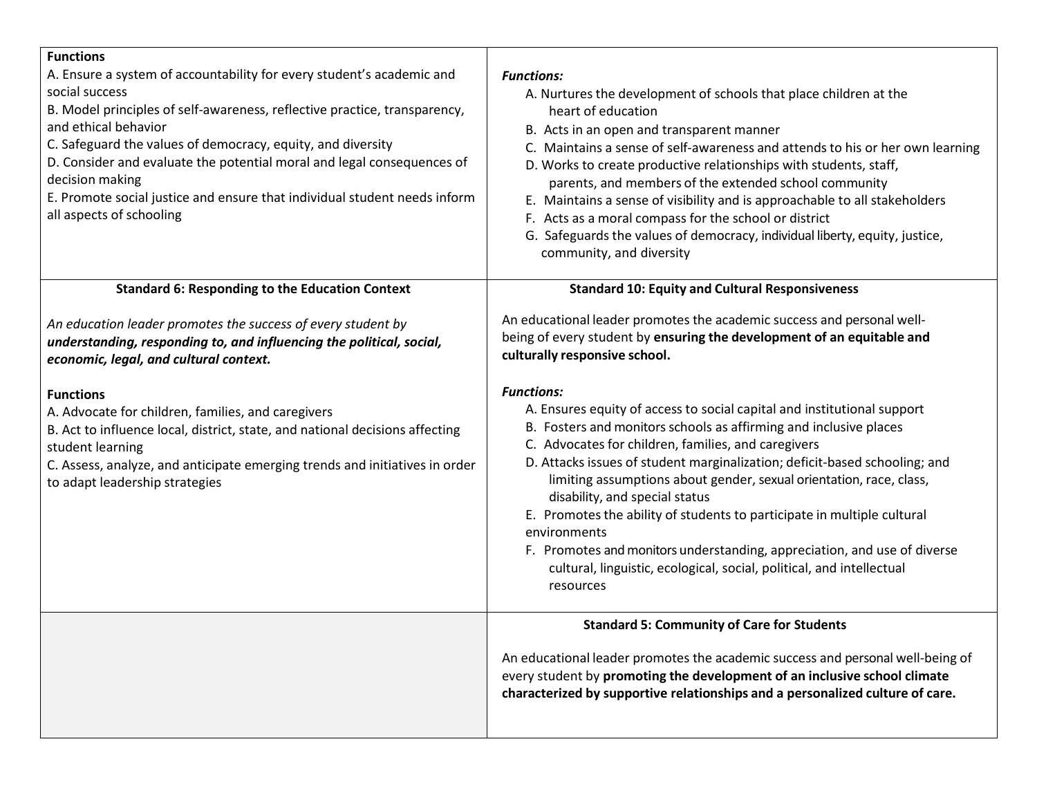| | |
|---|---|
| **Functions**<br>A. Ensure a system of accountability for every student's academic and social success<br>B. Model principles of self-awareness, reflective practice, transparency, and ethical behavior<br>C. Safeguard the values of democracy, equity, and diversity<br>D. Consider and evaluate the potential moral and legal consequences of decision making<br>E. Promote social justice and ensure that individual student needs inform all aspects of schooling | ***Functions:***<br>A. Nurtures the development of schools that place children at the heart of education<br>B. Acts in an open and transparent manner<br>C. Maintains a sense of self-awareness and attends to his or her own learning<br>D. Works to create productive relationships with students, staff, parents, and members of the extended school community<br>E. Maintains a sense of visibility and is approachable to all stakeholders<br>F. Acts as a moral compass for the school or district<br>G. Safeguards the values of democracy, individual liberty, equity, justice, community, and diversity |
| **Standard 6: Responding to the Education Context**<br><br>*An education leader promotes the success of every student by **understanding, responding to, and influencing the political, social, economic, legal, and cultural context.***<br><br>**Functions**<br>A. Advocate for children, families, and caregivers<br>B. Act to influence local, district, state, and national decisions affecting student learning<br>C. Assess, analyze, and anticipate emerging trends and initiatives in order to adapt leadership strategies | **Standard 10: Equity and Cultural Responsiveness**<br><br>An educational leader promotes the academic success and personal well-being of every student by **ensuring the development of an equitable and culturally responsive school.**<br><br>***Functions:***<br>A. Ensures equity of access to social capital and institutional support<br>B. Fosters and monitors schools as affirming and inclusive places<br>C. Advocates for children, families, and caregivers<br>D. Attacks issues of student marginalization; deficit-based schooling; and limiting assumptions about gender, sexual orientation, race, class, disability, and special status<br>E. Promotes the ability of students to participate in multiple cultural environments<br>F. Promotes and monitors understanding, appreciation, and use of diverse cultural, linguistic, ecological, social, political, and intellectual resources |
| | **Standard 5: Community of Care for Students**<br><br>An educational leader promotes the academic success and personal well-being of every student by **promoting the development of an inclusive school climate characterized by supportive relationships and a personalized culture of care.** |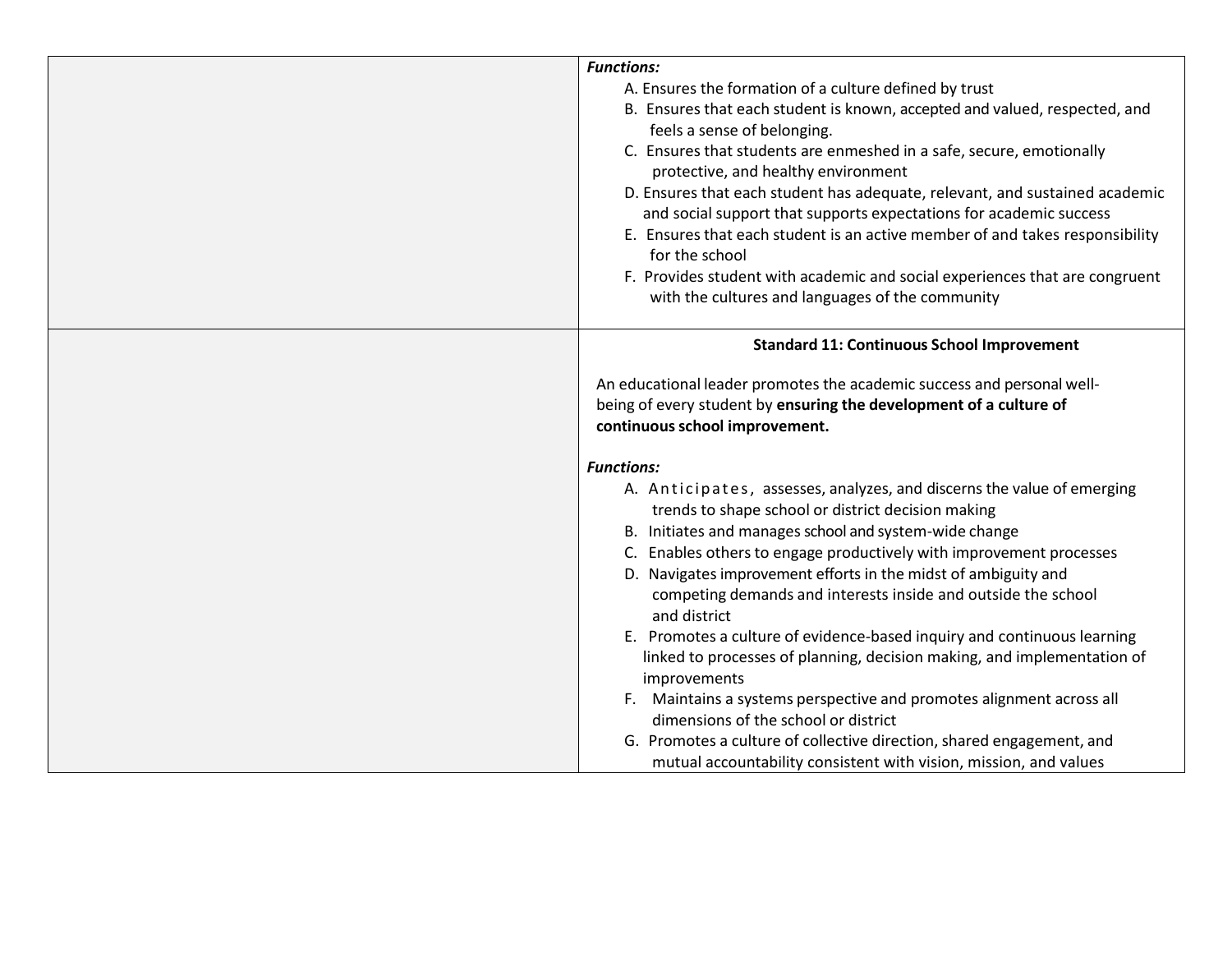| | |
|---|---|
| | ***Functions:***<br>A. Ensures the formation of a culture defined by trust<br>B. Ensures that each student is known, accepted and valued, respected, and feels a sense of belonging.<br>C. Ensures that students are enmeshed in a safe, secure, emotionally protective, and healthy environment<br>D. Ensures that each student has adequate, relevant, and sustained academic and social support that supports expectations for academic success<br>E. Ensures that each student is an active member of and takes responsibility for the school<br>F. Provides student with academic and social experiences that are congruent with the cultures and languages of the community |
| | **Standard 11: Continuous School Improvement**<br><br>An educational leader promotes the academic success and personal well-being of every student by **ensuring the development of a culture of continuous school improvement.**<br><br>***Functions:***<br>A. Anticipates, assesses, analyzes, and discerns the value of emerging trends to shape school or district decision making<br>B. Initiates and manages school and system-wide change<br>C. Enables others to engage productively with improvement processes<br>D. Navigates improvement efforts in the midst of ambiguity and competing demands and interests inside and outside the school and district<br>E. Promotes a culture of evidence-based inquiry and continuous learning linked to processes of planning, decision making, and implementation of improvements<br>F. Maintains a systems perspective and promotes alignment across all dimensions of the school or district<br>G. Promotes a culture of collective direction, shared engagement, and mutual accountability consistent with vision, mission, and values |